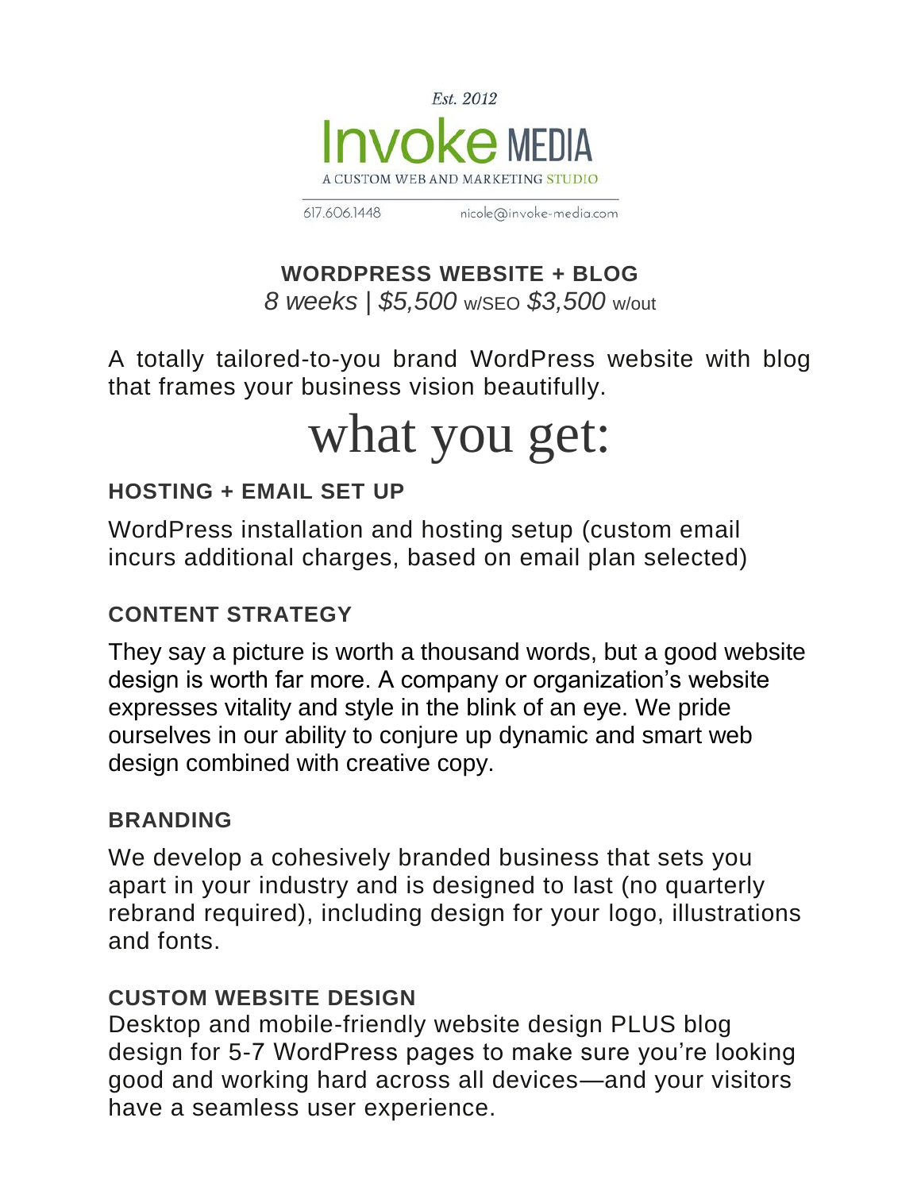Est. 2012

**Invoke MEDIA**

A CUSTOM WEB AND MARKETING STUDIO

617.606.1448 nicole@invoke-media.com

## WORDPRESS WEBSITE + BLOG

*8 weeks | $5,500* w/SEO *$3,500* w/out

A totally tailored-to-you brand WordPress website with blog that frames your business vision beautifully.

# what you get:

### HOSTING + EMAIL SET UP

WordPress installation and hosting setup (custom email incurs additional charges, based on email plan selected)

### CONTENT STRATEGY

They say a picture is worth a thousand words, but a good website design is worth far more. A company or organization's website expresses vitality and style in the blink of an eye. We pride ourselves in our ability to conjure up dynamic and smart web design combined with creative copy.

### BRANDING

We develop a cohesively branded business that sets you apart in your industry and is designed to last (no quarterly rebrand required), including design for your logo, illustrations and fonts.

### CUSTOM WEBSITE DESIGN

Desktop and mobile-friendly website design PLUS blog design for 5-7 WordPress pages to make sure you're looking good and working hard across all devices—and your visitors have a seamless user experience.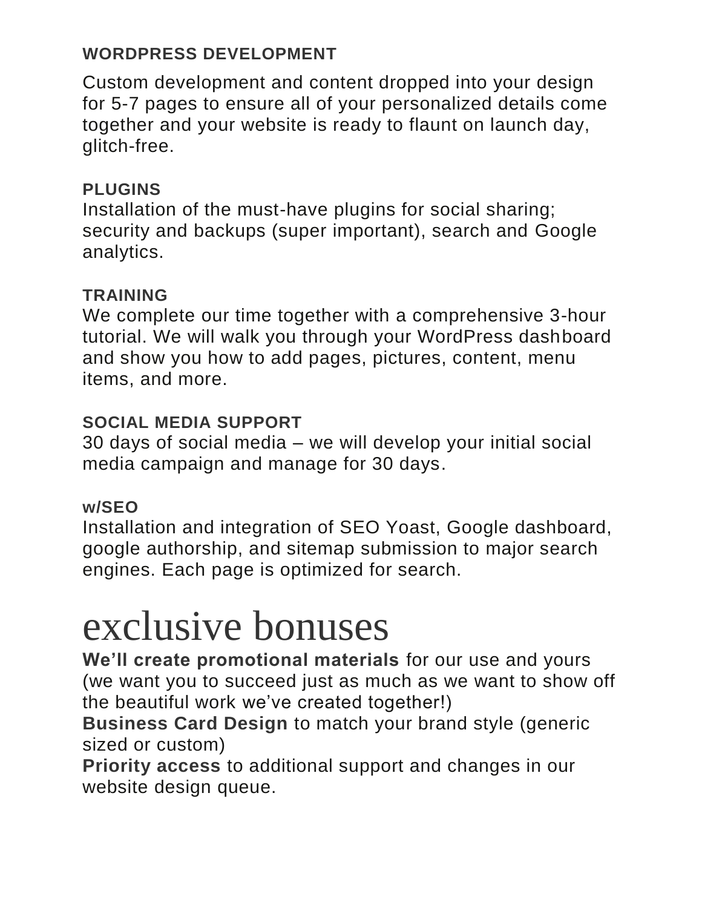### WORDPRESS DEVELOPMENT

Custom development and content dropped into your design for 5-7 pages to ensure all of your personalized details come together and your website is ready to flaunt on launch day, glitch-free.

### PLUGINS

Installation of the must-have plugins for social sharing; security and backups (super important), search and Google analytics.

### TRAINING

We complete our time together with a comprehensive 3-hour tutorial. We will walk you through your WordPress dashboard and show you how to add pages, pictures, content, menu items, and more.

### SOCIAL MEDIA SUPPORT

30 days of social media – we will develop your initial social media campaign and manage for 30 days.

### w/SEO

Installation and integration of SEO Yoast, Google dashboard, google authorship, and sitemap submission to major search engines. Each page is optimized for search.

# exclusive bonuses

**We'll create promotional materials** for our use and yours (we want you to succeed just as much as we want to show off the beautiful work we've created together!)

**Business Card Design** to match your brand style (generic sized or custom)

**Priority access** to additional support and changes in our website design queue.